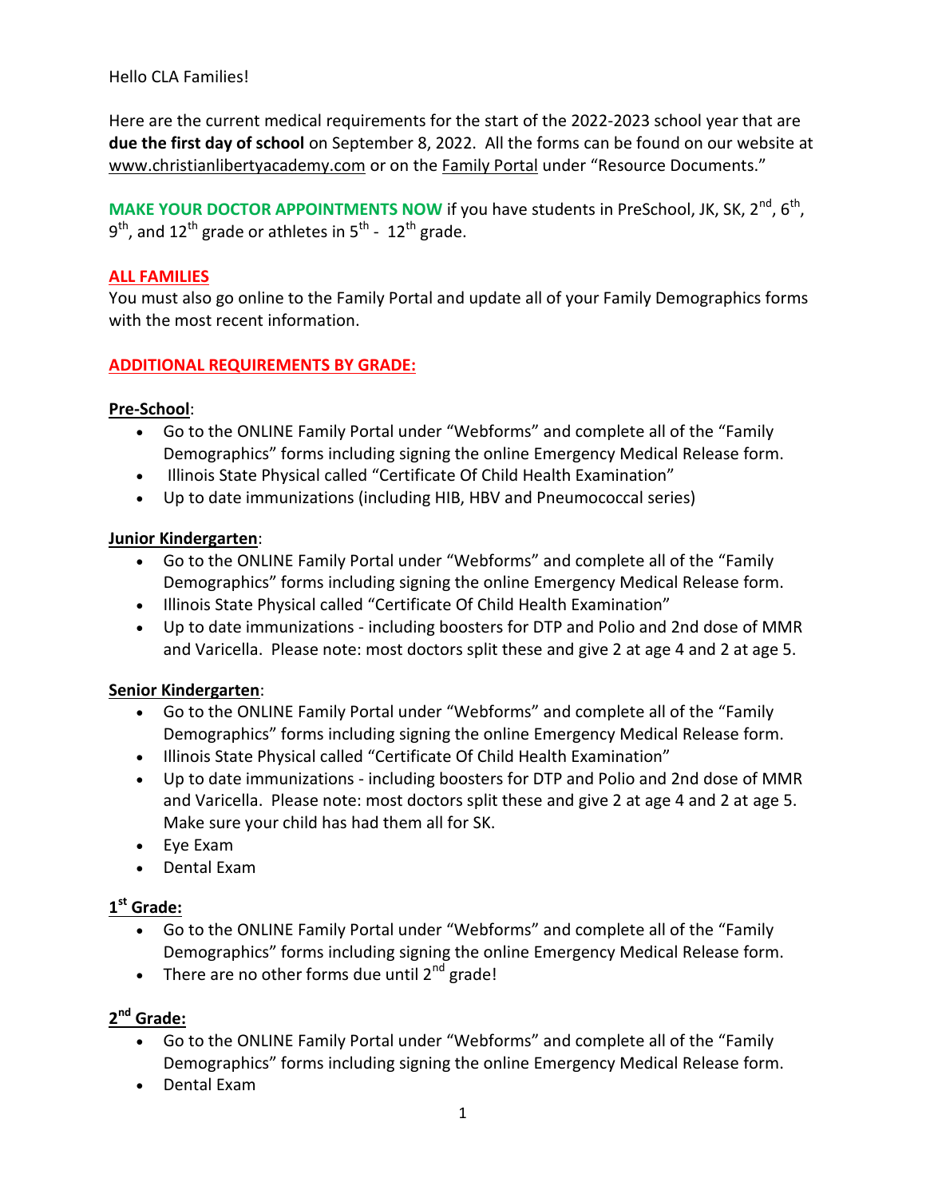Hello CLA Families!

Here are the current medical requirements for the start of the 2022-2023 school year that are **due the first day of school** on September 8, 2022. All the forms can be found on our website at www.christianlibertyacademy.com or on the Family Portal under "Resource Documents."

**MAKE YOUR DOCTOR APPOINTMENTS NOW** if you have students in PreSchool, JK, SK, 2nd, 6th, 9th, and 12th grade or athletes in 5th - 12th grade.

## ALL FAMILIES

You must also go online to the Family Portal and update all of your Family Demographics forms with the most recent information.

## ADDITIONAL REQUIREMENTS BY GRADE:

### Pre-School:

- Go to the ONLINE Family Portal under "Webforms" and complete all of the "Family Demographics" forms including signing the online Emergency Medical Release form.
- Illinois State Physical called "Certificate Of Child Health Examination"
- Up to date immunizations (including HIB, HBV and Pneumococcal series)

### Junior Kindergarten:

- Go to the ONLINE Family Portal under "Webforms" and complete all of the "Family Demographics" forms including signing the online Emergency Medical Release form.
- Illinois State Physical called "Certificate Of Child Health Examination"
- Up to date immunizations - including boosters for DTP and Polio and 2nd dose of MMR and Varicella. Please note: most doctors split these and give 2 at age 4 and 2 at age 5.

### Senior Kindergarten:

- Go to the ONLINE Family Portal under "Webforms" and complete all of the "Family Demographics" forms including signing the online Emergency Medical Release form.
- Illinois State Physical called "Certificate Of Child Health Examination"
- Up to date immunizations - including boosters for DTP and Polio and 2nd dose of MMR and Varicella. Please note: most doctors split these and give 2 at age 4 and 2 at age 5. Make sure your child has had them all for SK.
- Eye Exam
- Dental Exam

### 1st Grade:

- Go to the ONLINE Family Portal under "Webforms" and complete all of the "Family Demographics" forms including signing the online Emergency Medical Release form.
- There are no other forms due until 2nd grade!

### 2nd Grade:

- Go to the ONLINE Family Portal under "Webforms" and complete all of the "Family Demographics" forms including signing the online Emergency Medical Release form.
- Dental Exam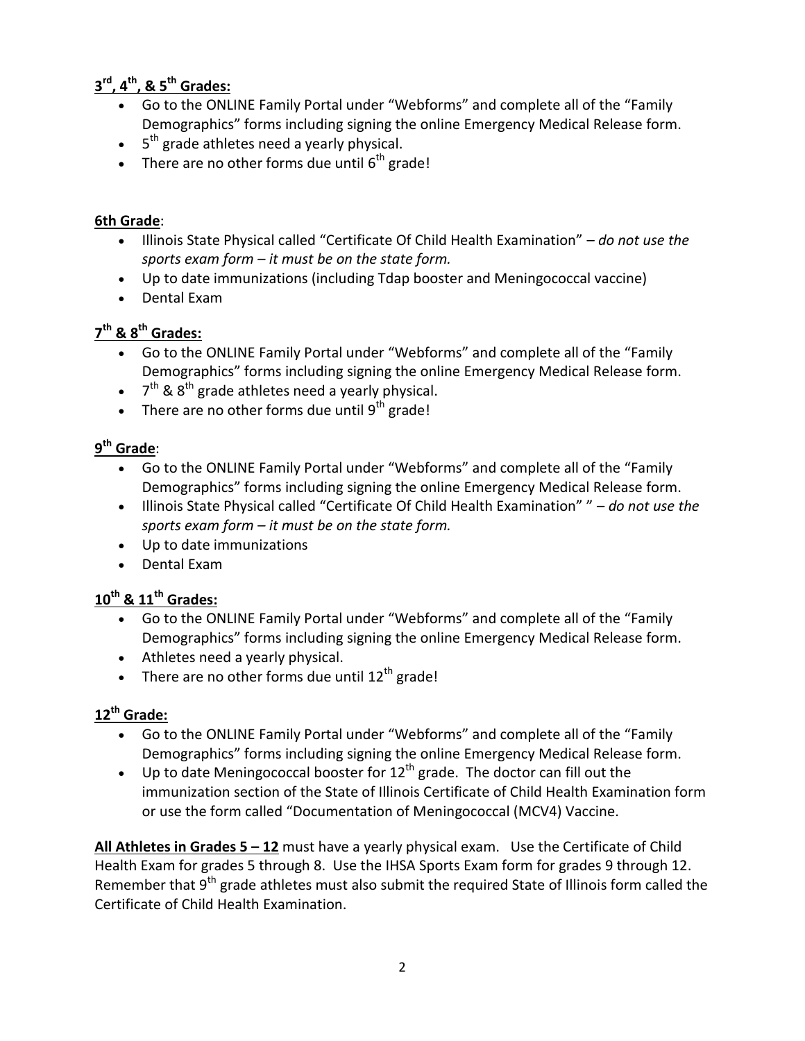**3rd, 4th, & 5th Grades:**

- Go to the ONLINE Family Portal under "Webforms" and complete all of the "Family Demographics" forms including signing the online Emergency Medical Release form.
- 5th grade athletes need a yearly physical.
- There are no other forms due until 6th grade!

**6th Grade**:

- Illinois State Physical called "Certificate Of Child Health Examination" – *do not use the sports exam form – it must be on the state form.*
- Up to date immunizations (including Tdap booster and Meningococcal vaccine)
- Dental Exam

**7th & 8th Grades:**

- Go to the ONLINE Family Portal under "Webforms" and complete all of the "Family Demographics" forms including signing the online Emergency Medical Release form.
- 7th & 8th grade athletes need a yearly physical.
- There are no other forms due until 9th grade!

**9th Grade**:

- Go to the ONLINE Family Portal under "Webforms" and complete all of the "Family Demographics" forms including signing the online Emergency Medical Release form.
- Illinois State Physical called "Certificate Of Child Health Examination" " – *do not use the sports exam form – it must be on the state form.*
- Up to date immunizations
- Dental Exam

**10th & 11th Grades:**

- Go to the ONLINE Family Portal under "Webforms" and complete all of the "Family Demographics" forms including signing the online Emergency Medical Release form.
- Athletes need a yearly physical.
- There are no other forms due until 12th grade!

**12th Grade:**

- Go to the ONLINE Family Portal under "Webforms" and complete all of the "Family Demographics" forms including signing the online Emergency Medical Release form.
- Up to date Meningococcal booster for 12th grade. The doctor can fill out the immunization section of the State of Illinois Certificate of Child Health Examination form or use the form called "Documentation of Meningococcal (MCV4) Vaccine.

**All Athletes in Grades 5 – 12** must have a yearly physical exam. Use the Certificate of Child Health Exam for grades 5 through 8. Use the IHSA Sports Exam form for grades 9 through 12. Remember that 9th grade athletes must also submit the required State of Illinois form called the Certificate of Child Health Examination.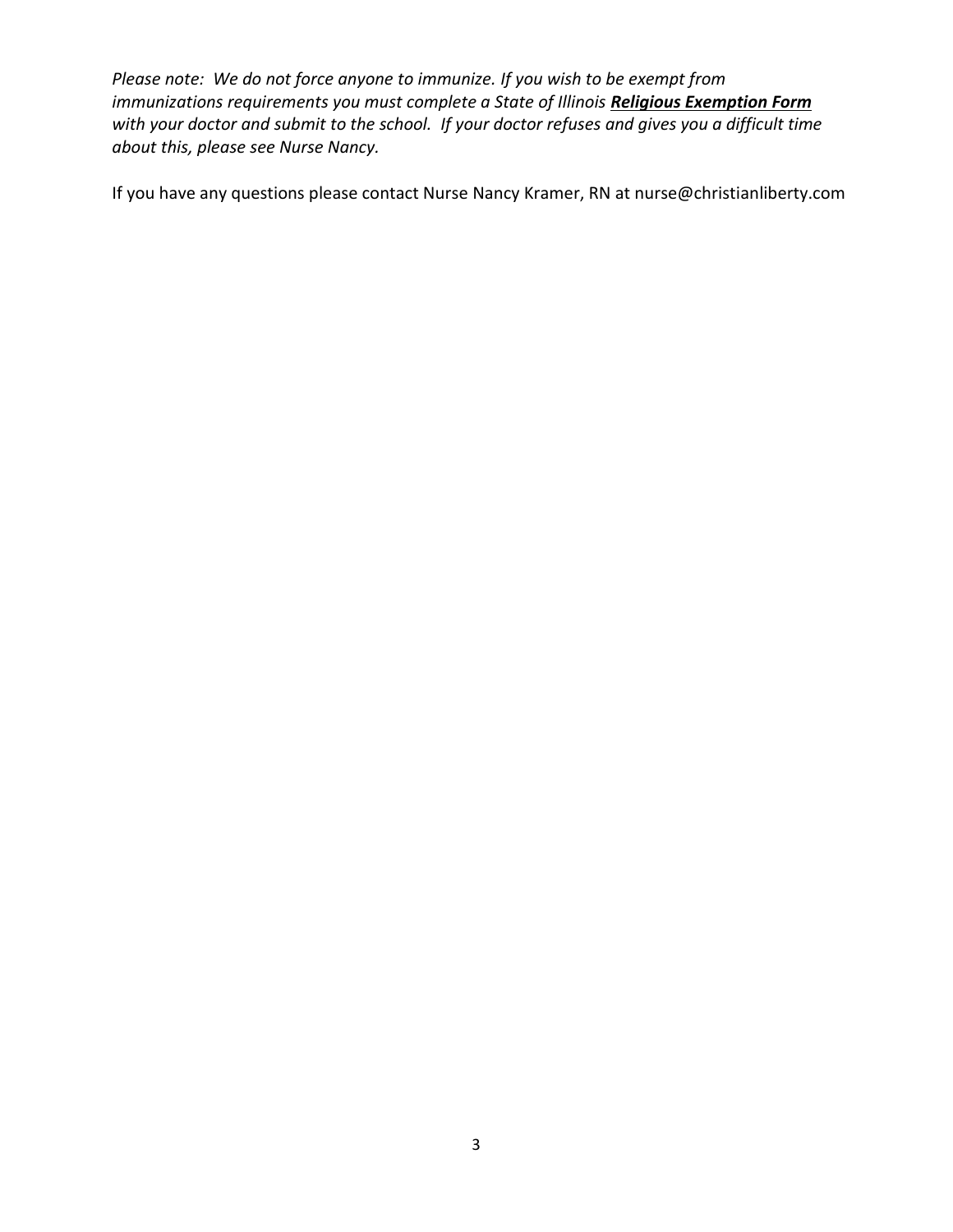*Please note: We do not force anyone to immunize. If you wish to be exempt from immunizations requirements you must complete a State of Illinois* ***<u>Religious Exemption Form</u>*** *with your doctor and submit to the school. If your doctor refuses and gives you a difficult time about this, please see Nurse Nancy.*

If you have any questions please contact Nurse Nancy Kramer, RN at nurse@christianliberty.com